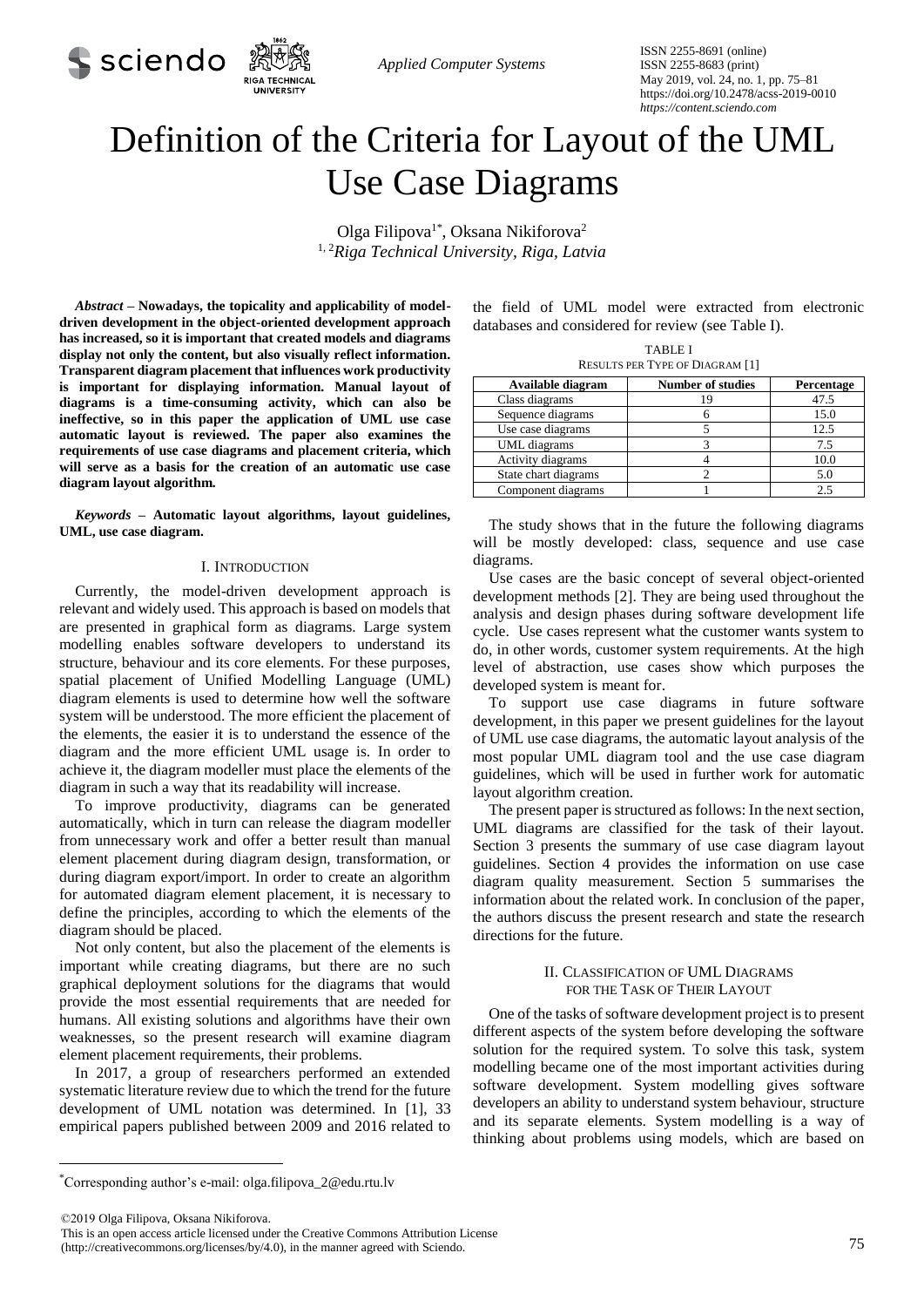# Definition of the Criteria for Layout of the UML Use Case Diagrams

Olga Filipova[1*], Oksana Nikiforova[2]

[1, 2]*Riga Technical University, Riga, Latvia*

***Abstract*** **– Nowadays, the topicality and applicability of model-driven development in the object-oriented development approach has increased, so it is important that created models and diagrams display not only the content, but also visually reflect information. Transparent diagram placement that influences work productivity is important for displaying information. Manual layout of diagrams is a time-consuming activity, which can also be ineffective, so in this paper the application of UML use case automatic layout is reviewed. The paper also examines the requirements of use case diagrams and placement criteria, which will serve as a basis for the creation of an automatic use case diagram layout algorithm.**

***Keywords*** **– Automatic layout algorithms, layout guidelines, UML, use case diagram.**

## I. Introduction

Currently, the model-driven development approach is relevant and widely used. This approach is based on models that are presented in graphical form as diagrams. Large system modelling enables software developers to understand its structure, behaviour and its core elements. For these purposes, spatial placement of Unified Modelling Language (UML) diagram elements is used to determine how well the software system will be understood. The more efficient the placement of the elements, the easier it is to understand the essence of the diagram and the more efficient UML usage is. In order to achieve it, the diagram modeller must place the elements of the diagram in such a way that its readability will increase.

To improve productivity, diagrams can be generated automatically, which in turn can release the diagram modeller from unnecessary work and offer a better result than manual element placement during diagram design, transformation, or during diagram export/import. In order to create an algorithm for automated diagram element placement, it is necessary to define the principles, according to which the elements of the diagram should be placed.

Not only content, but also the placement of the elements is important while creating diagrams, but there are no such graphical deployment solutions for the diagrams that would provide the most essential requirements that are needed for humans. All existing solutions and algorithms have their own weaknesses, so the present research will examine diagram element placement requirements, their problems.

In 2017, a group of researchers performed an extended systematic literature review due to which the trend for the future development of UML notation was determined. In [1], 33 empirical papers published between 2009 and 2016 related to the field of UML model were extracted from electronic databases and considered for review (see Table I).

TABLE I
Results per Type of Diagram [1]

| Available diagram | Number of studies | Percentage |
|---|---|---|
| Class diagrams | 19 | 47.5 |
| Sequence diagrams | 6 | 15.0 |
| Use case diagrams | 5 | 12.5 |
| UML diagrams | 3 | 7.5 |
| Activity diagrams | 4 | 10.0 |
| State chart diagrams | 2 | 5.0 |
| Component diagrams | 1 | 2.5 |

The study shows that in the future the following diagrams will be mostly developed: class, sequence and use case diagrams.

Use cases are the basic concept of several object-oriented development methods [2]. They are being used throughout the analysis and design phases during software development life cycle. Use cases represent what the customer wants system to do, in other words, customer system requirements. At the high level of abstraction, use cases show which purposes the developed system is meant for.

To support use case diagrams in future software development, in this paper we present guidelines for the layout of UML use case diagrams, the automatic layout analysis of the most popular UML diagram tool and the use case diagram guidelines, which will be used in further work for automatic layout algorithm creation.

The present paper is structured as follows: In the next section, UML diagrams are classified for the task of their layout. Section 3 presents the summary of use case diagram layout guidelines. Section 4 provides the information on use case diagram quality measurement. Section 5 summarises the information about the related work. In conclusion of the paper, the authors discuss the present research and state the research directions for the future.

## II. Classification of UML Diagrams for the Task of Their Layout

One of the tasks of software development project is to present different aspects of the system before developing the software solution for the required system. To solve this task, system modelling became one of the most important activities during software development. System modelling gives software developers an ability to understand system behaviour, structure and its separate elements. System modelling is a way of thinking about problems using models, which are based on

[*]Corresponding author's e-mail: olga.filipova_2@edu.rtu.lv

©2019 Olga Filipova, Oksana Nikiforova.
This is an open access article licensed under the Creative Commons Attribution License (http://creativecommons.org/licenses/by/4.0), in the manner agreed with Sciendo.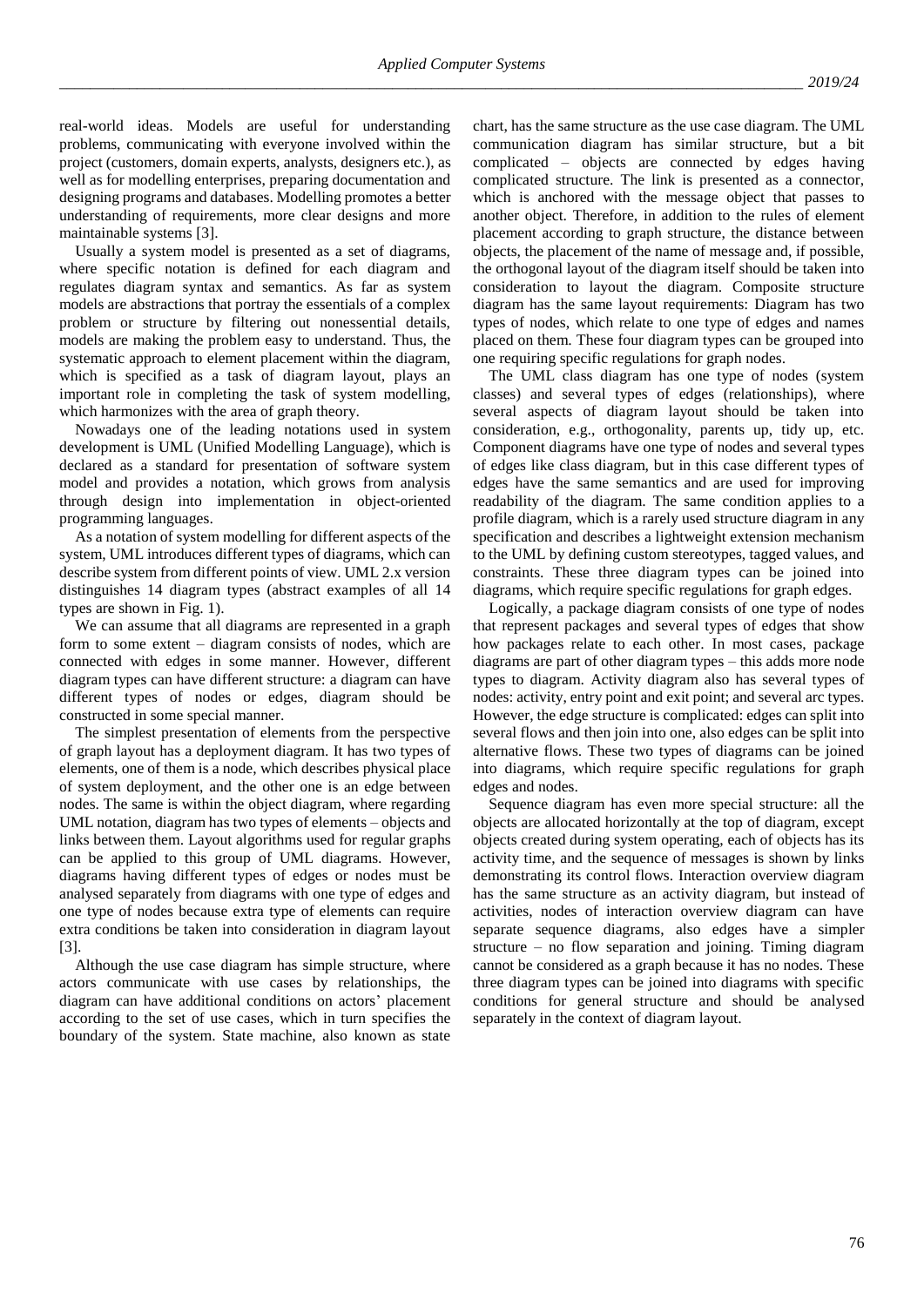real-world ideas. Models are useful for understanding problems, communicating with everyone involved within the project (customers, domain experts, analysts, designers etc.), as well as for modelling enterprises, preparing documentation and designing programs and databases. Modelling promotes a better understanding of requirements, more clear designs and more maintainable systems [3].

Usually a system model is presented as a set of diagrams, where specific notation is defined for each diagram and regulates diagram syntax and semantics. As far as system models are abstractions that portray the essentials of a complex problem or structure by filtering out nonessential details, models are making the problem easy to understand. Thus, the systematic approach to element placement within the diagram, which is specified as a task of diagram layout, plays an important role in completing the task of system modelling, which harmonizes with the area of graph theory.

Nowadays one of the leading notations used in system development is UML (Unified Modelling Language), which is declared as a standard for presentation of software system model and provides a notation, which grows from analysis through design into implementation in object-oriented programming languages.

As a notation of system modelling for different aspects of the system, UML introduces different types of diagrams, which can describe system from different points of view. UML 2.x version distinguishes 14 diagram types (abstract examples of all 14 types are shown in Fig. 1).

We can assume that all diagrams are represented in a graph form to some extent – diagram consists of nodes, which are connected with edges in some manner. However, different diagram types can have different structure: a diagram can have different types of nodes or edges, diagram should be constructed in some special manner.

The simplest presentation of elements from the perspective of graph layout has a deployment diagram. It has two types of elements, one of them is a node, which describes physical place of system deployment, and the other one is an edge between nodes. The same is within the object diagram, where regarding UML notation, diagram has two types of elements – objects and links between them. Layout algorithms used for regular graphs can be applied to this group of UML diagrams. However, diagrams having different types of edges or nodes must be analysed separately from diagrams with one type of edges and one type of nodes because extra type of elements can require extra conditions be taken into consideration in diagram layout [3].

Although the use case diagram has simple structure, where actors communicate with use cases by relationships, the diagram can have additional conditions on actors' placement according to the set of use cases, which in turn specifies the boundary of the system. State machine, also known as state chart, has the same structure as the use case diagram. The UML communication diagram has similar structure, but a bit complicated – objects are connected by edges having complicated structure. The link is presented as a connector, which is anchored with the message object that passes to another object. Therefore, in addition to the rules of element placement according to graph structure, the distance between objects, the placement of the name of message and, if possible, the orthogonal layout of the diagram itself should be taken into consideration to layout the diagram. Composite structure diagram has the same layout requirements: Diagram has two types of nodes, which relate to one type of edges and names placed on them. These four diagram types can be grouped into one requiring specific regulations for graph nodes.

The UML class diagram has one type of nodes (system classes) and several types of edges (relationships), where several aspects of diagram layout should be taken into consideration, e.g., orthogonality, parents up, tidy up, etc. Component diagrams have one type of nodes and several types of edges like class diagram, but in this case different types of edges have the same semantics and are used for improving readability of the diagram. The same condition applies to a profile diagram, which is a rarely used structure diagram in any specification and describes a lightweight extension mechanism to the UML by defining custom stereotypes, tagged values, and constraints. These three diagram types can be joined into diagrams, which require specific regulations for graph edges.

Logically, a package diagram consists of one type of nodes that represent packages and several types of edges that show how packages relate to each other. In most cases, package diagrams are part of other diagram types – this adds more node types to diagram. Activity diagram also has several types of nodes: activity, entry point and exit point; and several arc types. However, the edge structure is complicated: edges can split into several flows and then join into one, also edges can be split into alternative flows. These two types of diagrams can be joined into diagrams, which require specific regulations for graph edges and nodes.

Sequence diagram has even more special structure: all the objects are allocated horizontally at the top of diagram, except objects created during system operating, each of objects has its activity time, and the sequence of messages is shown by links demonstrating its control flows. Interaction overview diagram has the same structure as an activity diagram, but instead of activities, nodes of interaction overview diagram can have separate sequence diagrams, also edges have a simpler structure – no flow separation and joining. Timing diagram cannot be considered as a graph because it has no nodes. These three diagram types can be joined into diagrams with specific conditions for general structure and should be analysed separately in the context of diagram layout.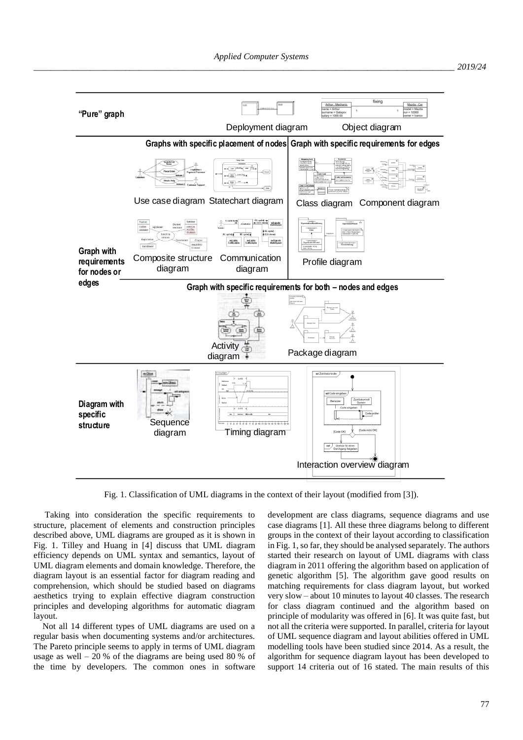| | | |
|---|---|---|
| **"Pure" graph** | Deployment diagram | Object diagram |
| | **Graphs with specific placement of nodes** | **Graph with specific requirements for edges** |
| **Graph with requirements for nodes or edges** | Use case diagram, Statechart diagram | Class diagram, Component diagram |
| | Composite structure diagram, Communication diagram | Profile diagram |
| | **Graph with specific requirements for both – nodes and edges** | |
| | Activity diagram | Package diagram |
| **Diagram with specific structure** | Sequence diagram, Timing diagram | Interaction overview diagram |

Fig. 1. Classification of UML diagrams in the context of their layout (modified from [3]).

Taking into consideration the specific requirements to structure, placement of elements and construction principles described above, UML diagrams are grouped as it is shown in Fig. 1. Tilley and Huang in [4] discuss that UML diagram efficiency depends on UML syntax and semantics, layout of UML diagram elements and domain knowledge. Therefore, the diagram layout is an essential factor for diagram reading and comprehension, which should be studied based on diagrams aesthetics trying to explain effective diagram construction principles and developing algorithms for automatic diagram layout.

Not all 14 different types of UML diagrams are used on a regular basis when documenting systems and/or architectures. The Pareto principle seems to apply in terms of UML diagram usage as well – 20 % of the diagrams are being used 80 % of the time by developers. The common ones in software development are class diagrams, sequence diagrams and use case diagrams [1]. All these three diagrams belong to different groups in the context of their layout according to classification in Fig. 1, so far, they should be analysed separately. The authors started their research on layout of UML diagrams with class diagram in 2011 offering the algorithm based on application of genetic algorithm [5]. The algorithm gave good results on matching requirements for class diagram layout, but worked very slow – about 10 minutes to layout 40 classes. The research for class diagram continued and the algorithm based on principle of modularity was offered in [6]. It was quite fast, but not all the criteria were supported. In parallel, criteria for layout of UML sequence diagram and layout abilities offered in UML modelling tools have been studied since 2014. As a result, the algorithm for sequence diagram layout has been developed to support 14 criteria out of 16 stated. The main results of this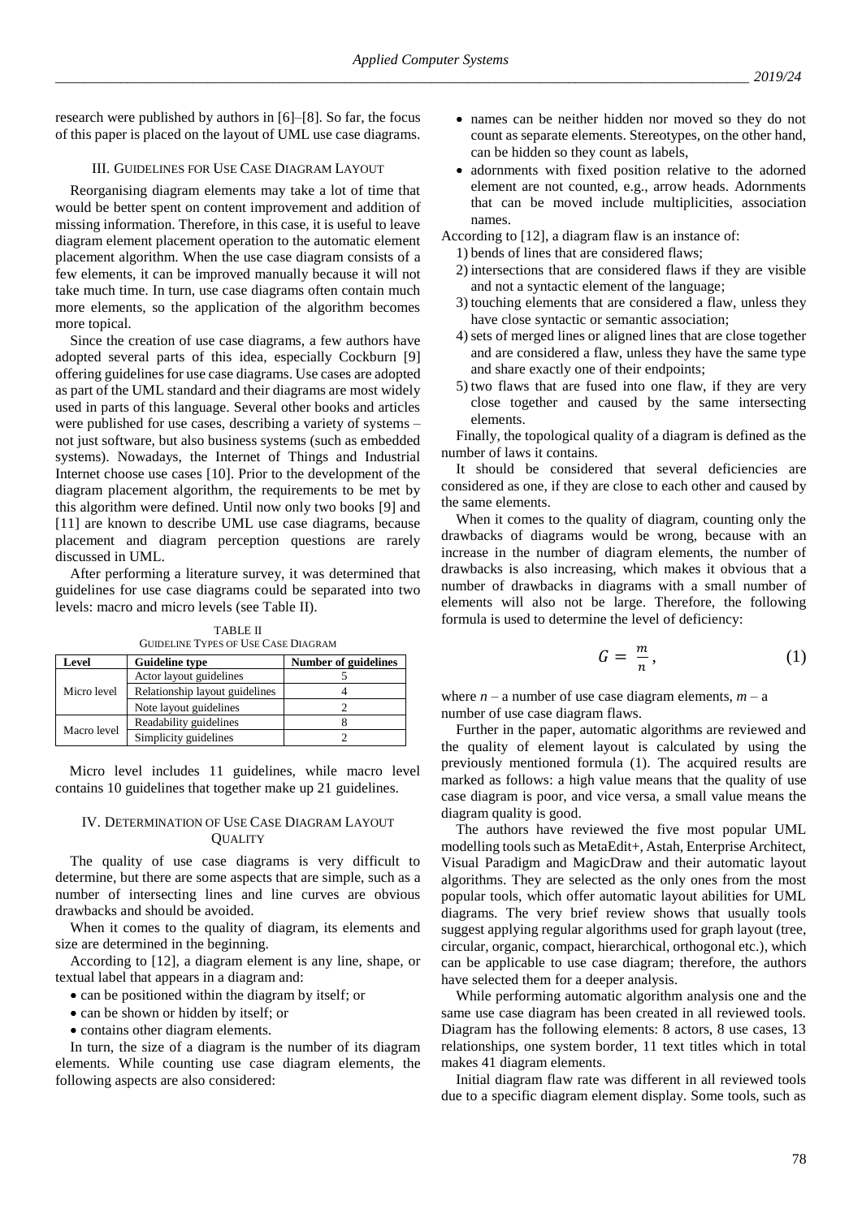research were published by authors in [6]–[8]. So far, the focus of this paper is placed on the layout of UML use case diagrams.

## III. Guidelines for Use Case Diagram Layout

Reorganising diagram elements may take a lot of time that would be better spent on content improvement and addition of missing information. Therefore, in this case, it is useful to leave diagram element placement operation to the automatic element placement algorithm. When the use case diagram consists of a few elements, it can be improved manually because it will not take much time. In turn, use case diagrams often contain much more elements, so the application of the algorithm becomes more topical.

Since the creation of use case diagrams, a few authors have adopted several parts of this idea, especially Cockburn [9] offering guidelines for use case diagrams. Use cases are adopted as part of the UML standard and their diagrams are most widely used in parts of this language. Several other books and articles were published for use cases, describing a variety of systems – not just software, but also business systems (such as embedded systems). Nowadays, the Internet of Things and Industrial Internet choose use cases [10]. Prior to the development of the diagram placement algorithm, the requirements to be met by this algorithm were defined. Until now only two books [9] and [11] are known to describe UML use case diagrams, because placement and diagram perception questions are rarely discussed in UML.

After performing a literature survey, it was determined that guidelines for use case diagrams could be separated into two levels: macro and micro levels (see Table II).

TABLE II
Guideline Types of Use Case Diagram

| Level | Guideline type | Number of guidelines |
|---|---|---|
| Micro level | Actor layout guidelines | 5 |
| | Relationship layout guidelines | 4 |
| | Note layout guidelines | 2 |
| Macro level | Readability guidelines | 8 |
| | Simplicity guidelines | 2 |

Micro level includes 11 guidelines, while macro level contains 10 guidelines that together make up 21 guidelines.

## IV. Determination of Use Case Diagram Layout Quality

The quality of use case diagrams is very difficult to determine, but there are some aspects that are simple, such as a number of intersecting lines and line curves are obvious drawbacks and should be avoided.

When it comes to the quality of diagram, its elements and size are determined in the beginning.

According to [12], a diagram element is any line, shape, or textual label that appears in a diagram and:

- can be positioned within the diagram by itself; or
- can be shown or hidden by itself; or
- contains other diagram elements.

In turn, the size of a diagram is the number of its diagram elements. While counting use case diagram elements, the following aspects are also considered:

- names can be neither hidden nor moved so they do not count as separate elements. Stereotypes, on the other hand, can be hidden so they count as labels,
- adornments with fixed position relative to the adorned element are not counted, e.g., arrow heads. Adornments that can be moved include multiplicities, association names.

According to [12], a diagram flaw is an instance of:

1) bends of lines that are considered flaws;
2) intersections that are considered flaws if they are visible and not a syntactic element of the language;
3) touching elements that are considered a flaw, unless they have close syntactic or semantic association;
4) sets of merged lines or aligned lines that are close together and are considered a flaw, unless they have the same type and share exactly one of their endpoints;
5) two flaws that are fused into one flaw, if they are very close together and caused by the same intersecting elements.

Finally, the topological quality of a diagram is defined as the number of laws it contains.

It should be considered that several deficiencies are considered as one, if they are close to each other and caused by the same elements.

When it comes to the quality of diagram, counting only the drawbacks of diagrams would be wrong, because with an increase in the number of diagram elements, the number of drawbacks is also increasing, which makes it obvious that a number of drawbacks in diagrams with a small number of elements will also not be large. Therefore, the following formula is used to determine the level of deficiency:

$$G = \frac{m}{n}, \tag{1}$$

where $n$ – a number of use case diagram elements, $m$ – a number of use case diagram flaws.

Further in the paper, automatic algorithms are reviewed and the quality of element layout is calculated by using the previously mentioned formula (1). The acquired results are marked as follows: a high value means that the quality of use case diagram is poor, and vice versa, a small value means the diagram quality is good.

The authors have reviewed the five most popular UML modelling tools such as MetaEdit+, Astah, Enterprise Architect, Visual Paradigm and MagicDraw and their automatic layout algorithms. They are selected as the only ones from the most popular tools, which offer automatic layout abilities for UML diagrams. The very brief review shows that usually tools suggest applying regular algorithms used for graph layout (tree, circular, organic, compact, hierarchical, orthogonal etc.), which can be applicable to use case diagram; therefore, the authors have selected them for a deeper analysis.

While performing automatic algorithm analysis one and the same use case diagram has been created in all reviewed tools. Diagram has the following elements: 8 actors, 8 use cases, 13 relationships, one system border, 11 text titles which in total makes 41 diagram elements.

Initial diagram flaw rate was different in all reviewed tools due to a specific diagram element display. Some tools, such as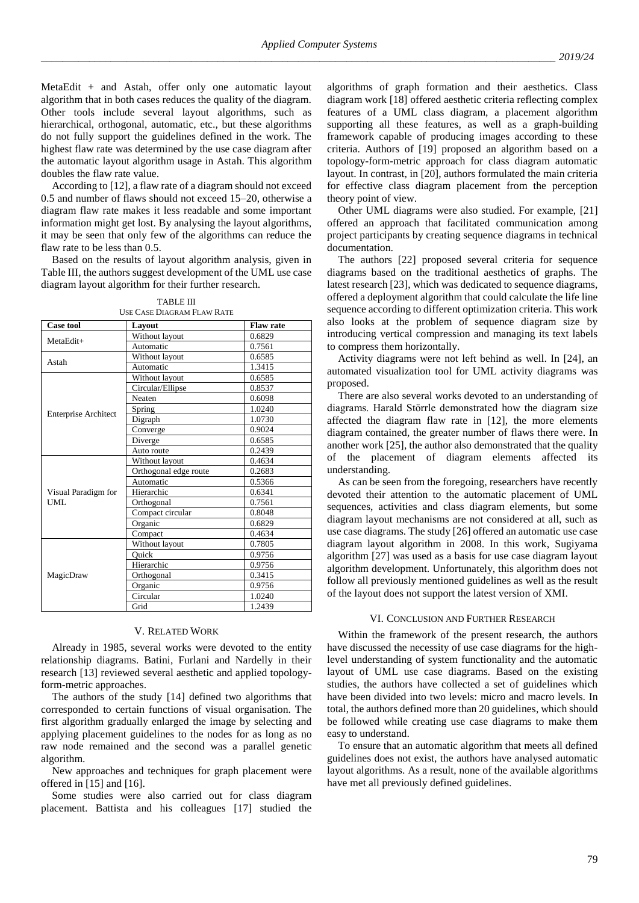MetaEdit + and Astah, offer only one automatic layout algorithm that in both cases reduces the quality of the diagram. Other tools include several layout algorithms, such as hierarchical, orthogonal, automatic, etc., but these algorithms do not fully support the guidelines defined in the work. The highest flaw rate was determined by the use case diagram after the automatic layout algorithm usage in Astah. This algorithm doubles the flaw rate value.

According to [12], a flaw rate of a diagram should not exceed 0.5 and number of flaws should not exceed 15–20, otherwise a diagram flaw rate makes it less readable and some important information might get lost. By analysing the layout algorithms, it may be seen that only few of the algorithms can reduce the flaw rate to be less than 0.5.

Based on the results of layout algorithm analysis, given in Table III, the authors suggest development of the UML use case diagram layout algorithm for their further research.

TABLE III
USE CASE DIAGRAM FLAW RATE

| Case tool | Layout | Flaw rate |
|---|---|---|
| MetaEdit+ | Without layout | 0.6829 |
| | Automatic | 0.7561 |
| Astah | Without layout | 0.6585 |
| | Automatic | 1.3415 |
| Enterprise Architect | Without layout | 0.6585 |
| | Circular/Ellipse | 0.8537 |
| | Neaten | 0.6098 |
| | Spring | 1.0240 |
| | Digraph | 1.0730 |
| | Converge | 0.9024 |
| | Diverge | 0.6585 |
| | Auto route | 0.2439 |
| Visual Paradigm for UML | Without layout | 0.4634 |
| | Orthogonal edge route | 0.2683 |
| | Automatic | 0.5366 |
| | Hierarchic | 0.6341 |
| | Orthogonal | 0.7561 |
| | Compact circular | 0.8048 |
| | Organic | 0.6829 |
| | Compact | 0.4634 |
| MagicDraw | Without layout | 0.7805 |
| | Quick | 0.9756 |
| | Hierarchic | 0.9756 |
| | Orthogonal | 0.3415 |
| | Organic | 0.9756 |
| | Circular | 1.0240 |
| | Grid | 1.2439 |

## V. RELATED WORK

Already in 1985, several works were devoted to the entity relationship diagrams. Batini, Furlani and Nardelly in their research [13] reviewed several aesthetic and applied topology-form-metric approaches.

The authors of the study [14] defined two algorithms that corresponded to certain functions of visual organisation. The first algorithm gradually enlarged the image by selecting and applying placement guidelines to the nodes for as long as no raw node remained and the second was a parallel genetic algorithm.

New approaches and techniques for graph placement were offered in [15] and [16].

Some studies were also carried out for class diagram placement. Battista and his colleagues [17] studied the algorithms of graph formation and their aesthetics. Class diagram work [18] offered aesthetic criteria reflecting complex features of a UML class diagram, a placement algorithm supporting all these features, as well as a graph-building framework capable of producing images according to these criteria. Authors of [19] proposed an algorithm based on a topology-form-metric approach for class diagram automatic layout. In contrast, in [20], authors formulated the main criteria for effective class diagram placement from the perception theory point of view.

Other UML diagrams were also studied. For example, [21] offered an approach that facilitated communication among project participants by creating sequence diagrams in technical documentation.

The authors [22] proposed several criteria for sequence diagrams based on the traditional aesthetics of graphs. The latest research [23], which was dedicated to sequence diagrams, offered a deployment algorithm that could calculate the life line sequence according to different optimization criteria. This work also looks at the problem of sequence diagram size by introducing vertical compression and managing its text labels to compress them horizontally.

Activity diagrams were not left behind as well. In [24], an automated visualization tool for UML activity diagrams was proposed.

There are also several works devoted to an understanding of diagrams. Harald Störrle demonstrated how the diagram size affected the diagram flaw rate in [12], the more elements diagram contained, the greater number of flaws there were. In another work [25], the author also demonstrated that the quality of the placement of diagram elements affected its understanding.

As can be seen from the foregoing, researchers have recently devoted their attention to the automatic placement of UML sequences, activities and class diagram elements, but some diagram layout mechanisms are not considered at all, such as use case diagrams. The study [26] offered an automatic use case diagram layout algorithm in 2008. In this work, Sugiyama algorithm [27] was used as a basis for use case diagram layout algorithm development. Unfortunately, this algorithm does not follow all previously mentioned guidelines as well as the result of the layout does not support the latest version of XMI.

## VI. CONCLUSION AND FURTHER RESEARCH

Within the framework of the present research, the authors have discussed the necessity of use case diagrams for the high-level understanding of system functionality and the automatic layout of UML use case diagrams. Based on the existing studies, the authors have collected a set of guidelines which have been divided into two levels: micro and macro levels. In total, the authors defined more than 20 guidelines, which should be followed while creating use case diagrams to make them easy to understand.

To ensure that an automatic algorithm that meets all defined guidelines does not exist, the authors have analysed automatic layout algorithms. As a result, none of the available algorithms have met all previously defined guidelines.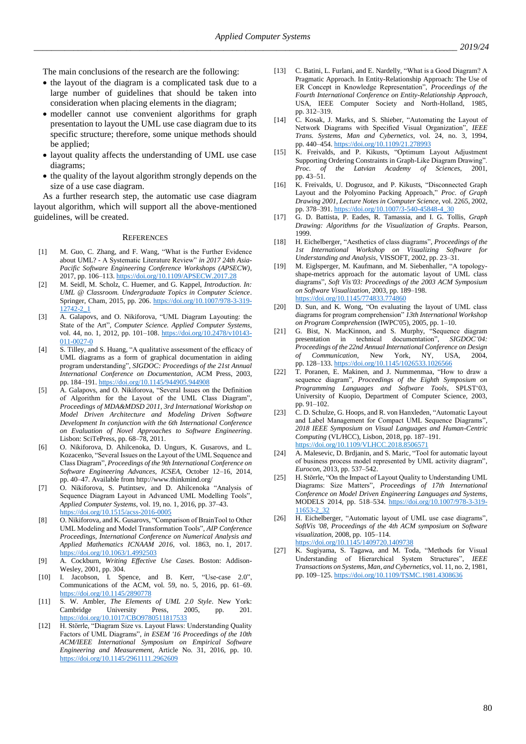The main conclusions of the research are the following:

- the layout of the diagram is a complicated task due to a large number of guidelines that should be taken into consideration when placing elements in the diagram;
- modeller cannot use convenient algorithms for graph presentation to layout the UML use case diagram due to its specific structure; therefore, some unique methods should be applied;
- layout quality affects the understanding of UML use case diagrams;
- the quality of the layout algorithm strongly depends on the size of a use case diagram.

As a further research step, the automatic use case diagram layout algorithm, which will support all the above-mentioned guidelines, will be created.

## References

[1] M. Guo, C. Zhang, and F. Wang, "What is the Further Evidence about UML? - A Systematic Literature Review" *in 2017 24th Asia-Pacific Software Engineering Conference Workshops (APSECW)*, 2017, pp. 106–113. https://doi.org/10.1109/APSECW.2017.28

[2] M. Seidl, M. Scholz, C. Huemer, and G. Kappel, *Introduction. In: UML @ Classroom. Undergraduate Topics in Computer Science*. Springer, Cham, 2015, pp. 206. https://doi.org/10.1007/978-3-319-12742-2_1

[3] A. Galapovs, and O. Nikiforova, "UML Diagram Layouting: the State of the Art", *Computer Science. Applied Computer Systems*, vol. 44, no. 1, 2012, pp. 101–108. https://doi.org/10.2478/v10143-011-0027-0

[4] S. Tilley, and S. Huang, "A qualitative assessment of the efficacy of UML diagrams as a form of graphical documentation in aiding program understanding", *SIGDOC: Proceedings of the 21st Annual International Conference on Documentation*, ACM Press, 2003, pp. 184–191. https://doi.org/10.1145/944905.944908

[5] A. Galapovs, and O. Nikiforova, "Several Issues on the Definition of Algorithm for the Layout of the UML Class Diagram", *Proceedings of MDA&MDSD 2011, 3rd International Workshop on Model Driven Architecture and Modeling Driven Software Development In conjunction with the 6th International Conference on Evaluation of Novel Approaches to Software Engineering*. Lisbon: SciTePress, pp. 68–78, 2011.

[6] O. Nikiforova, D. Ahilcenoka, D. Ungurs, K. Gusarovs, and L. Kozacenko, "Several Issues on the Layout of the UML Sequence and Class Diagram", *Proceedings of the 9th International Conference on Software Engineering Advances, ICSEA*, October 12–16, 2014, pp. 40–47. Available from http://www.thinkmind.org/

[7] O. Nikiforova, S. Putintsev, and D. Ahilcenoka "Analysis of Sequence Diagram Layout in Advanced UML Modelling Tools", *Applied Computer Systems*, vol. 19, no. 1, 2016, pp. 37–43. https://doi.org/10.1515/acss-2016-0005

[8] O. Nikiforova, and K. Gusarovs, "Comparison of BrainTool to Other UML Modeling and Model Transformation Tools", *AIP Conference Proceedings, International Conference on Numerical Analysis and Applied Mathematics ICNAAM 2016*, vol. 1863, no. 1, 2017. https://doi.org/10.1063/1.4992503

[9] A. Cockburn, *Writing Effective Use Cases*. Boston: Addison-Wesley, 2001, pp. 304.

[10] I. Jacobson, I. Spence, and B. Kerr, "Use-case 2.0", Communications of the ACM, vol. 59, no. 5, 2016, pp. 61–69. https://doi.org/10.1145/2890778

[11] S. W. Ambler, *The Elements of UML 2.0 Style*. New York: Cambridge University Press, 2005, pp. 201. https://doi.org/10.1017/CBO9780511817533

[12] H. Störrle, "Diagram Size vs. Layout Flaws: Understanding Quality Factors of UML Diagrams", *in ESEM '16 Proceedings of the 10th ACM/IEEE International Symposium on Empirical Software Engineering and Measurement*, Article No. 31, 2016, pp. 10. https://doi.org/10.1145/2961111.2962609

[13] C. Batini, L. Furlani, and E. Nardelly, "What is a Good Diagram? A Pragmatic Approach. In Entity-Relationship Approach: The Use of ER Concept in Knowledge Representation", *Proceedings of the Fourth International Conference on Entity-Relationship Approach*, USA, IEEE Computer Society and North-Holland, 1985, pp. 312–319.

[14] C. Kosak, J. Marks, and S. Shieber, "Automating the Layout of Network Diagrams with Specified Visual Organization", *IEEE Trans. Systems, Man and Cybernetics*, vol. 24, no. 3, 1994, pp. 440–454. https://doi.org/10.1109/21.278993

[15] K. Freivalds, and P. Kikusts, "Optimum Layout Adjustment Supporting Ordering Constraints in Graph-Like Diagram Drawing". *Proc. of the Latvian Academy of Sciences*, 2001, pp. 43–51.

[16] K. Freivalds, U. Dogrusoz, and P. Kikusts, "Disconnected Graph Layout and the Polyomino Packing Approach," *Proc. of Graph Drawing 2001, Lecture Notes in Computer Science*, vol. 2265, 2002, pp. 378–391. https://doi.org/10.1007/3-540-45848-4_30

[17] G. D. Battista, P. Eades, R. Tamassia, and I. G. Tollis, *Graph Drawing: Algorithms for the Visualization of Graphs*. Pearson, 1999.

[18] H. Eichelberger, "Aesthetics of class diagrams", *Proceedings of the 1st International Workshop on Visualizing Software for Understanding and Analysis*, VISSOFT, 2002, pp. 23–31.

[19] M. Eiglsperger, M. Kaufmann, and M. Siebenhaller, "A topology-shape-metrics approach for the automatic layout of UML class diagrams", *Soft Vis'03: Proceedings of the 2003 ACM Symposium on Software Visualization*, 2003, pp. 189–198. https://doi.org/10.1145/774833.774860

[20] D. Sun, and K. Wong, "On evaluating the layout of UML class diagrams for program comprehension" *13th International Workshop on Program Comprehension* (IWPC'05), 2005, pp. 1–10.

[21] G. Bist, N. MacKinnon, and S. Murphy, "Sequence diagram presentation in technical documentation", *SIGDOC'04: Proceedings of the 22nd Annual International Conference on Design of Communication*, New York, NY, USA, 2004, pp. 128–133. https://doi.org/10.1145/1026533.1026566

[22] T. Poranen, E. Makinen, and J. Nummenmaa, "How to draw a sequence diagram", *Proceedings of the Eighth Symposium on Programming Languages and Software Tools*, SPLST'03, University of Kuopio, Department of Computer Science, 2003, pp. 91–102.

[23] C. D. Schulze, G. Hoops, and R. von Hanxleden, "Automatic Layout and Label Management for Compact UML Sequence Diagrams", *2018 IEEE Symposium on Visual Languages and Human-Centric Computing* (VL/HCC), Lisbon, 2018, pp. 187–191. https://doi.org/10.1109/VLHCC.2018.8506571

[24] A. Malesevic, D. Brdjanin, and S. Maric, "Tool for automatic layout of business process model represented by UML activity diagram", *Eurocon*, 2013, pp. 537–542.

[25] H. Störrle, "On the Impact of Layout Quality to Understanding UML Diagrams: Size Matters", *Proceedings of 17th International Conference on Model Driven Engineering Languages and Systems*, MODELS 2014, pp. 518–534. https://doi.org/10.1007/978-3-319-11653-2_32

[26] H. Eichelberger, "Automatic layout of UML use case diagrams", *SoftVis '08, Proceedings of the 4th ACM symposium on Software visualization*, 2008, pp. 105–114. https://doi.org/10.1145/1409720.1409738

[27] K. Sugiyama, S. Tagawa, and M. Toda, "Methods for Visual Understanding of Hierarchical System Structures", *IEEE Transactions on Systems, Man, and Cybernetics*, vol. 11, no. 2, 1981, pp. 109–125. https://doi.org/10.1109/TSMC.1981.4308636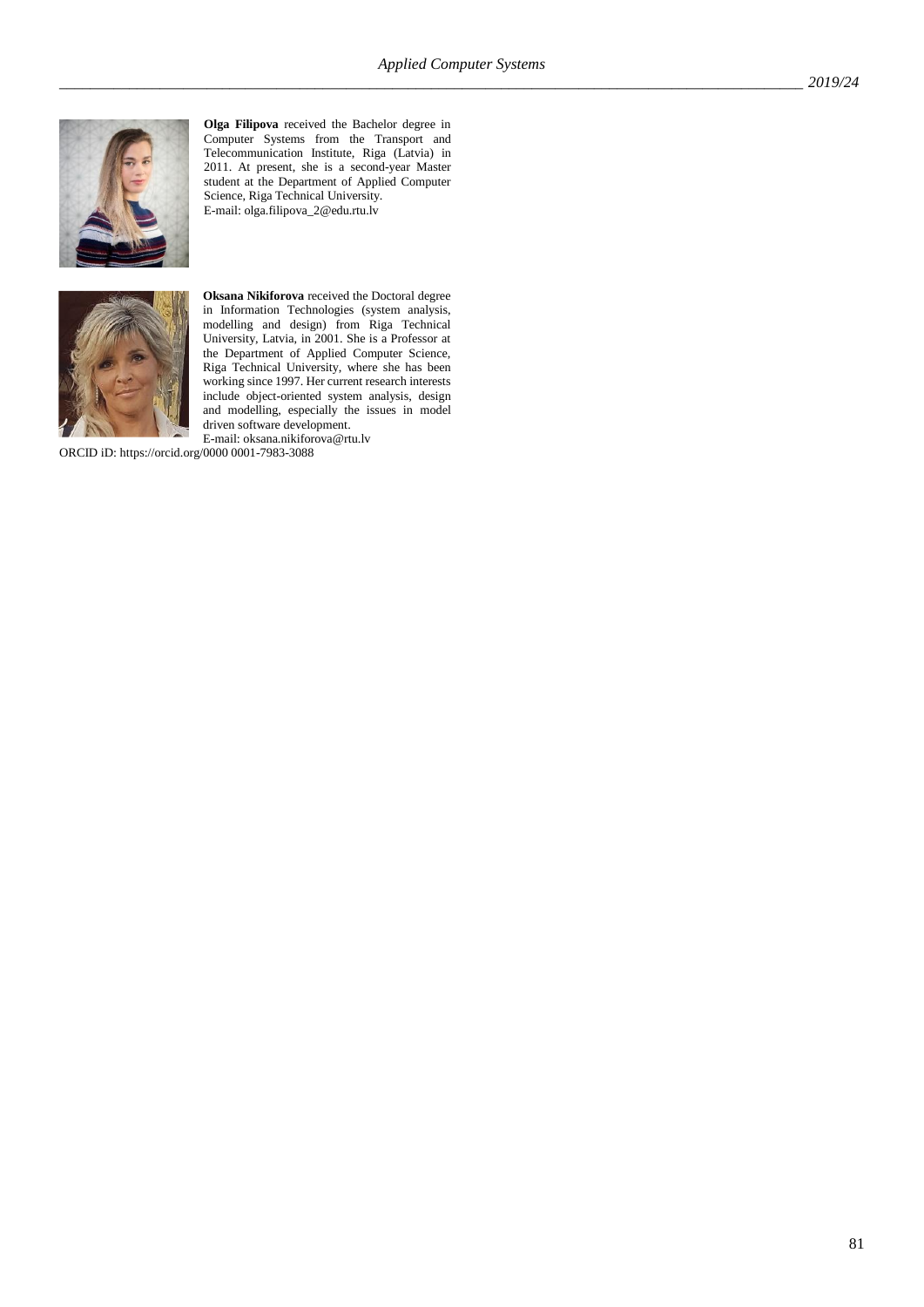**Olga Filipova** received the Bachelor degree in Computer Systems from the Transport and Telecommunication Institute, Riga (Latvia) in 2011. At present, she is a second-year Master student at the Department of Applied Computer Science, Riga Technical University.
E-mail: olga.filipova_2@edu.rtu.lv

**Oksana Nikiforova** received the Doctoral degree in Information Technologies (system analysis, modelling and design) from Riga Technical University, Latvia, in 2001. She is a Professor at the Department of Applied Computer Science, Riga Technical University, where she has been working since 1997. Her current research interests include object-oriented system analysis, design and modelling, especially the issues in model driven software development.
E-mail: oksana.nikiforova@rtu.lv
ORCID iD: https://orcid.org/0000 0001-7983-3088